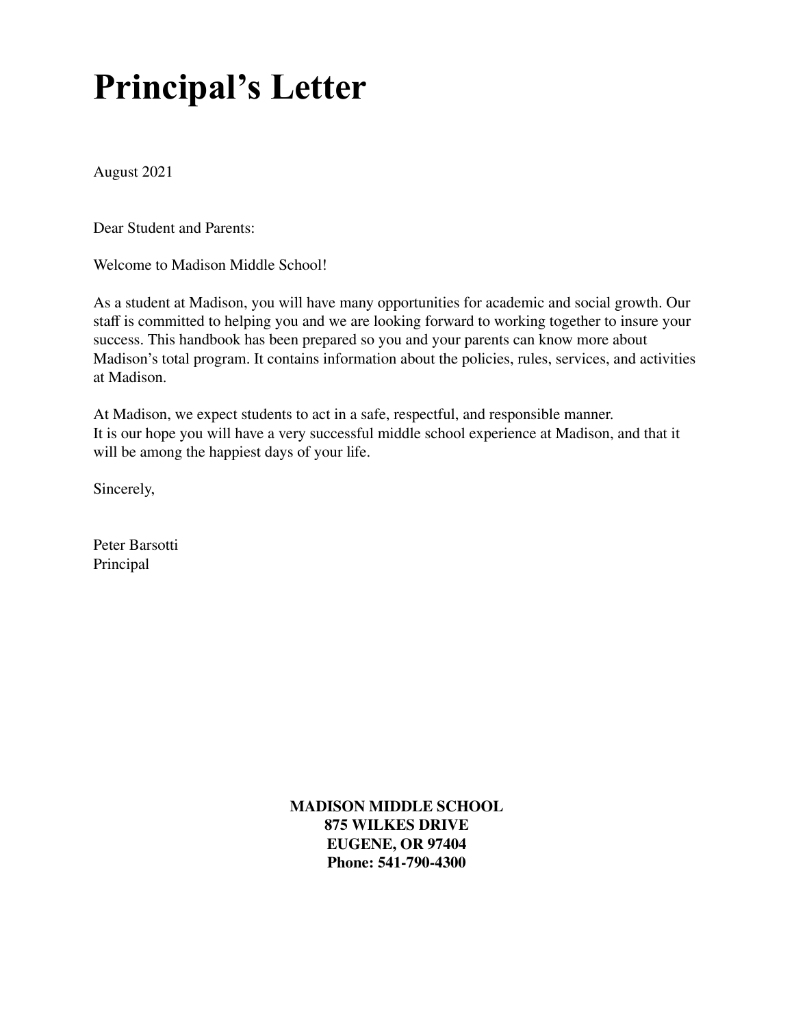# Principal's Letter

August 2021

Dear Student and Parents:

Welcome to Madison Middle School!

As a student at Madison, you will have many opportunities for academic and social growth. Our staff is committed to helping you and we are looking forward to working together to insure your success. This handbook has been prepared so you and your parents can know more about Madison's total program. It contains information about the policies, rules, services, and activities at Madison.

At Madison, we expect students to act in a safe, respectful, and responsible manner.
It is our hope you will have a very successful middle school experience at Madison, and that it will be among the happiest days of your life.

Sincerely,

Peter Barsotti
Principal

**MADISON MIDDLE SCHOOL**
**875 WILKES DRIVE**
**EUGENE, OR 97404**
**Phone: 541-790-4300**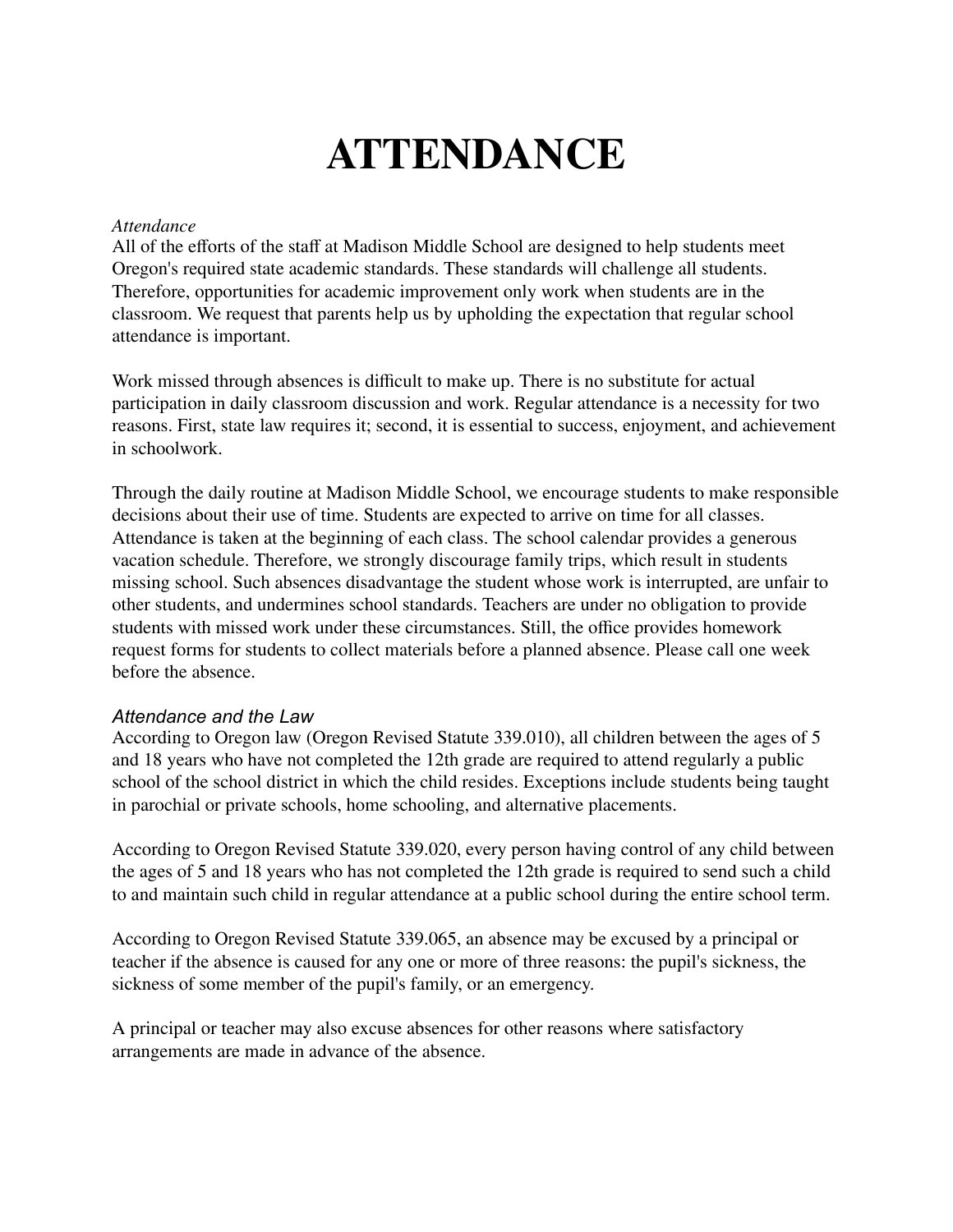# ATTENDANCE

*Attendance*

All of the efforts of the staff at Madison Middle School are designed to help students meet Oregon's required state academic standards. These standards will challenge all students. Therefore, opportunities for academic improvement only work when students are in the classroom. We request that parents help us by upholding the expectation that regular school attendance is important.

Work missed through absences is difficult to make up. There is no substitute for actual participation in daily classroom discussion and work. Regular attendance is a necessity for two reasons. First, state law requires it; second, it is essential to success, enjoyment, and achievement in schoolwork.

Through the daily routine at Madison Middle School, we encourage students to make responsible decisions about their use of time. Students are expected to arrive on time for all classes. Attendance is taken at the beginning of each class. The school calendar provides a generous vacation schedule. Therefore, we strongly discourage family trips, which result in students missing school. Such absences disadvantage the student whose work is interrupted, are unfair to other students, and undermines school standards. Teachers are under no obligation to provide students with missed work under these circumstances. Still, the office provides homework request forms for students to collect materials before a planned absence. Please call one week before the absence.

*Attendance and the Law*

According to Oregon law (Oregon Revised Statute 339.010), all children between the ages of 5 and 18 years who have not completed the 12th grade are required to attend regularly a public school of the school district in which the child resides. Exceptions include students being taught in parochial or private schools, home schooling, and alternative placements.

According to Oregon Revised Statute 339.020, every person having control of any child between the ages of 5 and 18 years who has not completed the 12th grade is required to send such a child to and maintain such child in regular attendance at a public school during the entire school term.

According to Oregon Revised Statute 339.065, an absence may be excused by a principal or teacher if the absence is caused for any one or more of three reasons: the pupil's sickness, the sickness of some member of the pupil's family, or an emergency.

A principal or teacher may also excuse absences for other reasons where satisfactory arrangements are made in advance of the absence.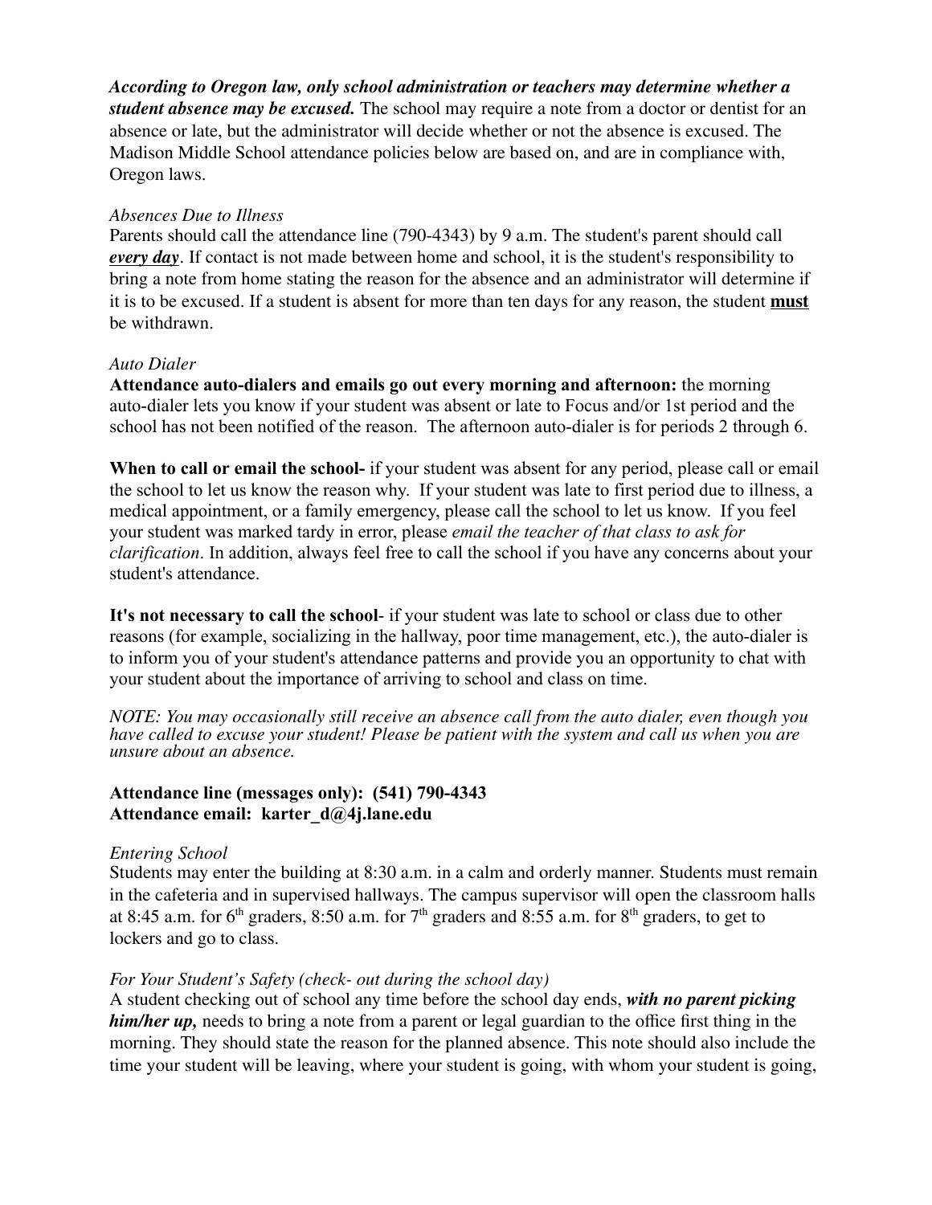***According to Oregon law, only school administration or teachers may determine whether a student absence may be excused.*** The school may require a note from a doctor or dentist for an absence or late, but the administrator will decide whether or not the absence is excused. The Madison Middle School attendance policies below are based on, and are in compliance with, Oregon laws.

*Absences Due to Illness*

Parents should call the attendance line (790-4343) by 9 a.m. The student's parent should call ***every day***. If contact is not made between home and school, it is the student's responsibility to bring a note from home stating the reason for the absence and an administrator will determine if it is to be excused. If a student is absent for more than ten days for any reason, the student **must** be withdrawn.

*Auto Dialer*

**Attendance auto-dialers and emails go out every morning and afternoon:** the morning auto-dialer lets you know if your student was absent or late to Focus and/or 1st period and the school has not been notified of the reason. The afternoon auto-dialer is for periods 2 through 6.

**When to call or email the school-** if your student was absent for any period, please call or email the school to let us know the reason why. If your student was late to first period due to illness, a medical appointment, or a family emergency, please call the school to let us know. If you feel your student was marked tardy in error, please *email the teacher of that class to ask for clarification*. In addition, always feel free to call the school if you have any concerns about your student's attendance.

**It's not necessary to call the school**- if your student was late to school or class due to other reasons (for example, socializing in the hallway, poor time management, etc.), the auto-dialer is to inform you of your student's attendance patterns and provide you an opportunity to chat with your student about the importance of arriving to school and class on time.

*NOTE: You may occasionally still receive an absence call from the auto dialer, even though you have called to excuse your student! Please be patient with the system and call us when you are unsure about an absence.*

**Attendance line (messages only): (541) 790-4343**
**Attendance email: karter_d@4j.lane.edu**

*Entering School*

Students may enter the building at 8:30 a.m. in a calm and orderly manner. Students must remain in the cafeteria and in supervised hallways. The campus supervisor will open the classroom halls at 8:45 a.m. for 6th graders, 8:50 a.m. for 7th graders and 8:55 a.m. for 8th graders, to get to lockers and go to class.

*For Your Student's Safety (check- out during the school day)*

A student checking out of school any time before the school day ends, ***with no parent picking him/her up,*** needs to bring a note from a parent or legal guardian to the office first thing in the morning. They should state the reason for the planned absence. This note should also include the time your student will be leaving, where your student is going, with whom your student is going,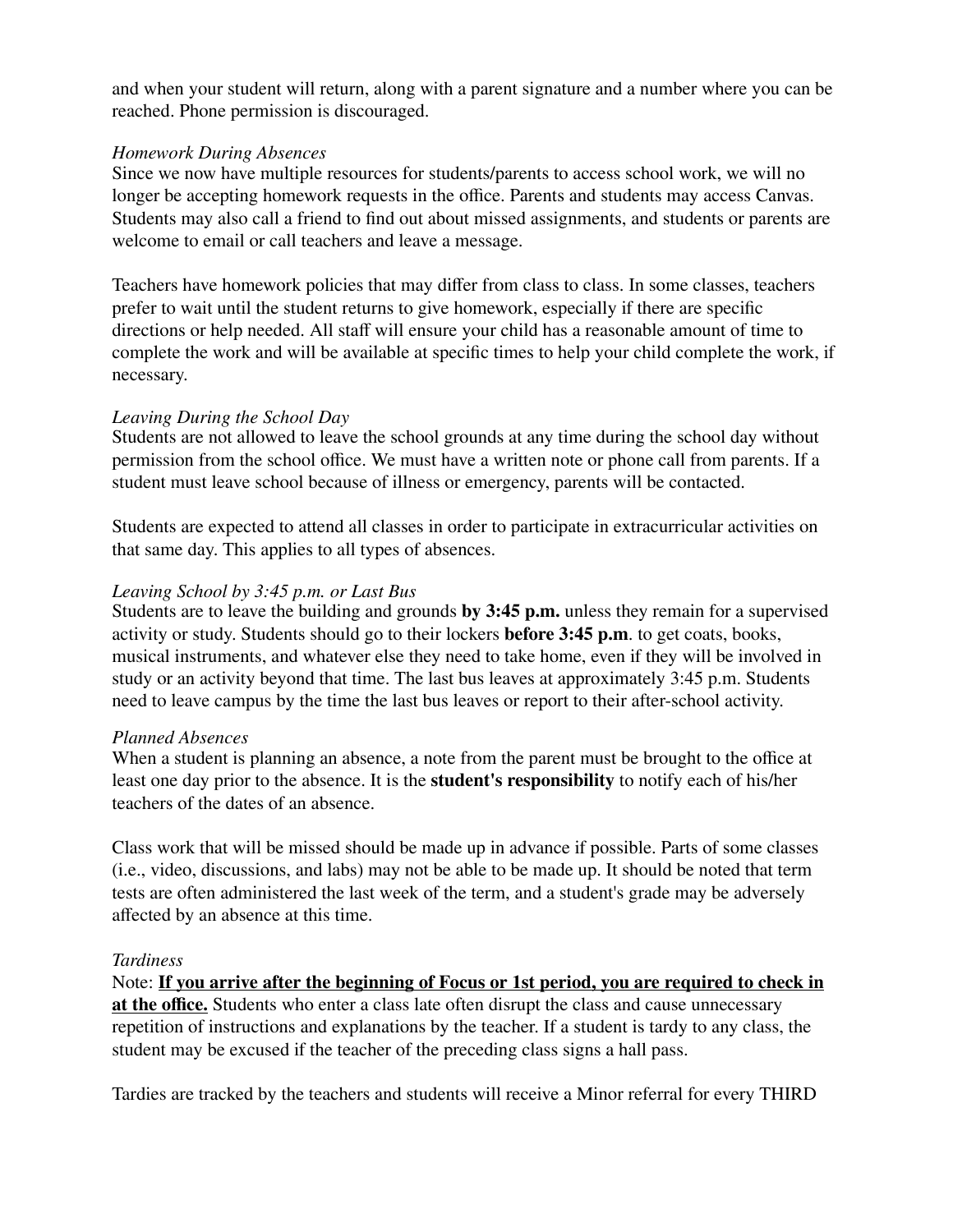and when your student will return, along with a parent signature and a number where you can be reached. Phone permission is discouraged.

*Homework During Absences*

Since we now have multiple resources for students/parents to access school work, we will no longer be accepting homework requests in the office. Parents and students may access Canvas. Students may also call a friend to find out about missed assignments, and students or parents are welcome to email or call teachers and leave a message.

Teachers have homework policies that may differ from class to class. In some classes, teachers prefer to wait until the student returns to give homework, especially if there are specific directions or help needed. All staff will ensure your child has a reasonable amount of time to complete the work and will be available at specific times to help your child complete the work, if necessary.

*Leaving During the School Day*

Students are not allowed to leave the school grounds at any time during the school day without permission from the school office. We must have a written note or phone call from parents. If a student must leave school because of illness or emergency, parents will be contacted.

Students are expected to attend all classes in order to participate in extracurricular activities on that same day. This applies to all types of absences.

*Leaving School by 3:45 p.m. or Last Bus*

Students are to leave the building and grounds **by 3:45 p.m.** unless they remain for a supervised activity or study. Students should go to their lockers **before 3:45 p.m**. to get coats, books, musical instruments, and whatever else they need to take home, even if they will be involved in study or an activity beyond that time. The last bus leaves at approximately 3:45 p.m. Students need to leave campus by the time the last bus leaves or report to their after-school activity.

*Planned Absences*

When a student is planning an absence, a note from the parent must be brought to the office at least one day prior to the absence. It is the **student's responsibility** to notify each of his/her teachers of the dates of an absence.

Class work that will be missed should be made up in advance if possible. Parts of some classes (i.e., video, discussions, and labs) may not be able to be made up. It should be noted that term tests are often administered the last week of the term, and a student's grade may be adversely affected by an absence at this time.

*Tardiness*

Note: <u>**If you arrive after the beginning of Focus or 1st period, you are required to check in at the office.**</u> Students who enter a class late often disrupt the class and cause unnecessary repetition of instructions and explanations by the teacher. If a student is tardy to any class, the student may be excused if the teacher of the preceding class signs a hall pass.

Tardies are tracked by the teachers and students will receive a Minor referral for every THIRD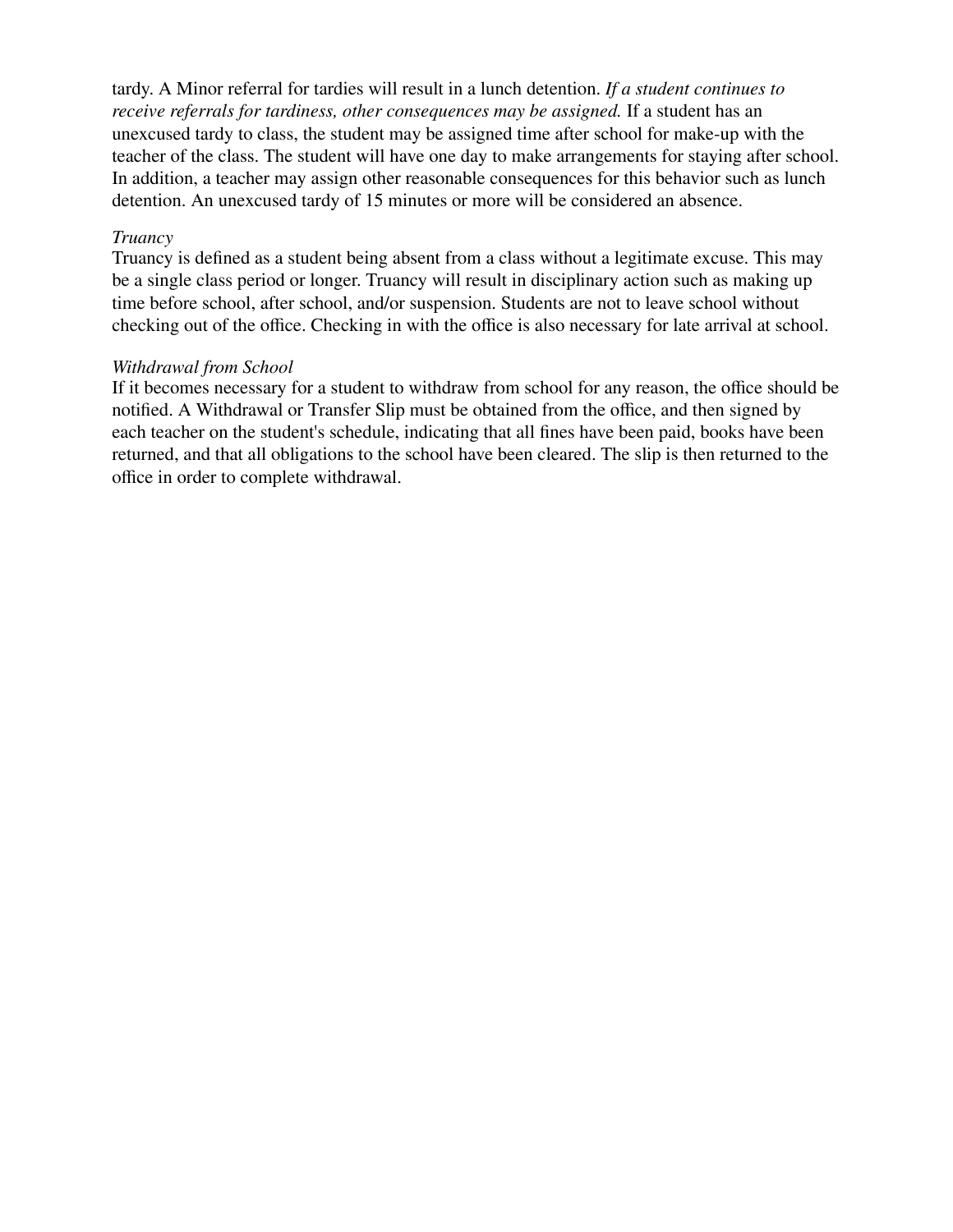tardy. A Minor referral for tardies will result in a lunch detention. *If a student continues to receive referrals for tardiness, other consequences may be assigned.* If a student has an unexcused tardy to class, the student may be assigned time after school for make-up with the teacher of the class. The student will have one day to make arrangements for staying after school. In addition, a teacher may assign other reasonable consequences for this behavior such as lunch detention. An unexcused tardy of 15 minutes or more will be considered an absence.

*Truancy*

Truancy is defined as a student being absent from a class without a legitimate excuse. This may be a single class period or longer. Truancy will result in disciplinary action such as making up time before school, after school, and/or suspension. Students are not to leave school without checking out of the office. Checking in with the office is also necessary for late arrival at school.

*Withdrawal from School*

If it becomes necessary for a student to withdraw from school for any reason, the office should be notified. A Withdrawal or Transfer Slip must be obtained from the office, and then signed by each teacher on the student's schedule, indicating that all fines have been paid, books have been returned, and that all obligations to the school have been cleared. The slip is then returned to the office in order to complete withdrawal.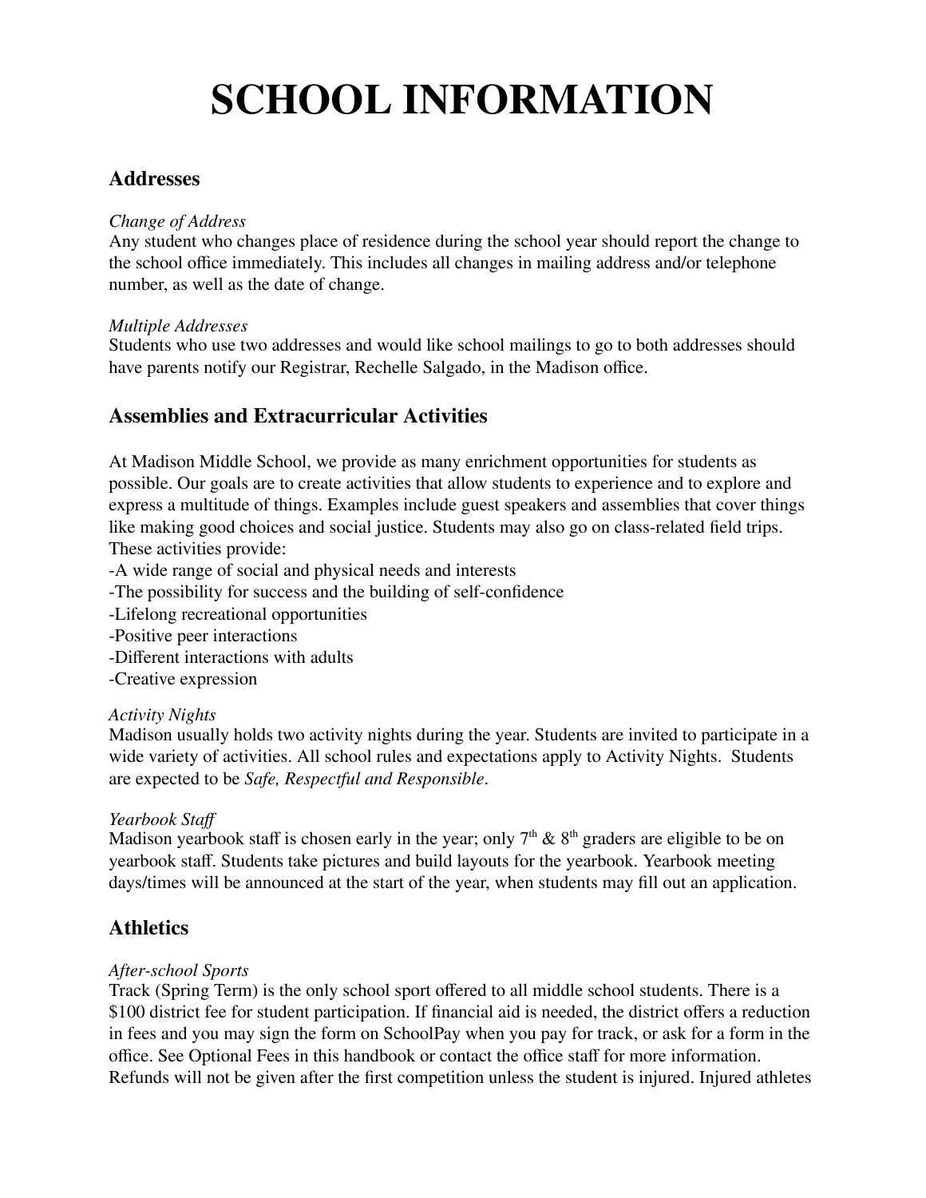# SCHOOL INFORMATION

## Addresses

*Change of Address*

Any student who changes place of residence during the school year should report the change to the school office immediately. This includes all changes in mailing address and/or telephone number, as well as the date of change.

*Multiple Addresses*

Students who use two addresses and would like school mailings to go to both addresses should have parents notify our Registrar, Rechelle Salgado, in the Madison office.

## Assemblies and Extracurricular Activities

At Madison Middle School, we provide as many enrichment opportunities for students as possible. Our goals are to create activities that allow students to experience and to explore and express a multitude of things. Examples include guest speakers and assemblies that cover things like making good choices and social justice. Students may also go on class-related field trips. These activities provide:

-A wide range of social and physical needs and interests
-The possibility for success and the building of self-confidence
-Lifelong recreational opportunities
-Positive peer interactions
-Different interactions with adults
-Creative expression

*Activity Nights*

Madison usually holds two activity nights during the year. Students are invited to participate in a wide variety of activities. All school rules and expectations apply to Activity Nights. Students are expected to be *Safe, Respectful and Responsible*.

*Yearbook Staff*

Madison yearbook staff is chosen early in the year; only 7th & 8th graders are eligible to be on yearbook staff. Students take pictures and build layouts for the yearbook. Yearbook meeting days/times will be announced at the start of the year, when students may fill out an application.

## Athletics

*After-school Sports*

Track (Spring Term) is the only school sport offered to all middle school students. There is a $100 district fee for student participation. If financial aid is needed, the district offers a reduction in fees and you may sign the form on SchoolPay when you pay for track, or ask for a form in the office. See Optional Fees in this handbook or contact the office staff for more information. Refunds will not be given after the first competition unless the student is injured. Injured athletes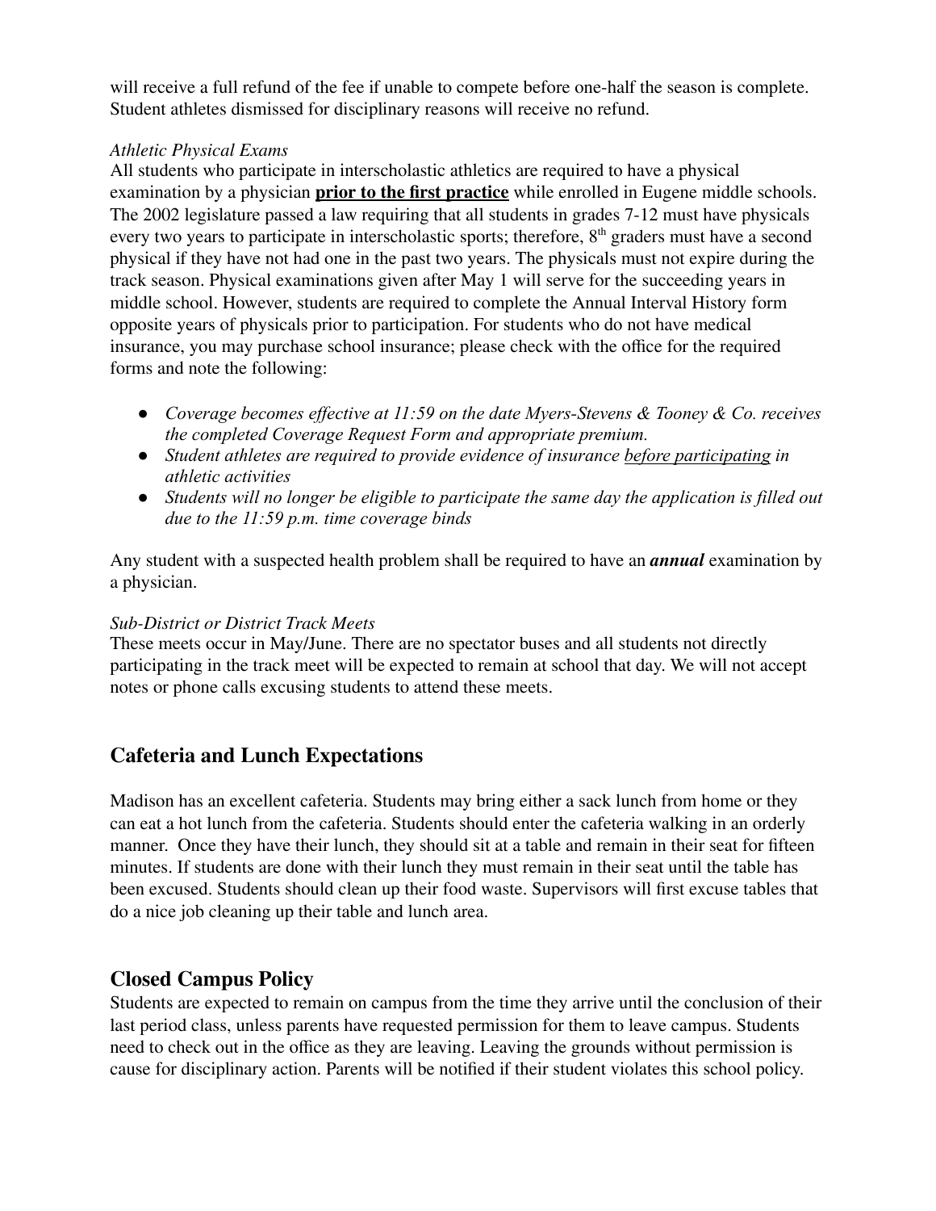will receive a full refund of the fee if unable to compete before one-half the season is complete. Student athletes dismissed for disciplinary reasons will receive no refund.

*Athletic Physical Exams*

All students who participate in interscholastic athletics are required to have a physical examination by a physician **prior to the first practice** while enrolled in Eugene middle schools. The 2002 legislature passed a law requiring that all students in grades 7-12 must have physicals every two years to participate in interscholastic sports; therefore, 8th graders must have a second physical if they have not had one in the past two years. The physicals must not expire during the track season. Physical examinations given after May 1 will serve for the succeeding years in middle school. However, students are required to complete the Annual Interval History form opposite years of physicals prior to participation. For students who do not have medical insurance, you may purchase school insurance; please check with the office for the required forms and note the following:

- *Coverage becomes effective at 11:59 on the date Myers-Stevens & Tooney & Co. receives the completed Coverage Request Form and appropriate premium.*
- *Student athletes are required to provide evidence of insurance before participating in athletic activities*
- *Students will no longer be eligible to participate the same day the application is filled out due to the 11:59 p.m. time coverage binds*

Any student with a suspected health problem shall be required to have an ***annual*** examination by a physician.

*Sub-District or District Track Meets*

These meets occur in May/June. There are no spectator buses and all students not directly participating in the track meet will be expected to remain at school that day. We will not accept notes or phone calls excusing students to attend these meets.

## Cafeteria and Lunch Expectations

Madison has an excellent cafeteria. Students may bring either a sack lunch from home or they can eat a hot lunch from the cafeteria. Students should enter the cafeteria walking in an orderly manner. Once they have their lunch, they should sit at a table and remain in their seat for fifteen minutes. If students are done with their lunch they must remain in their seat until the table has been excused. Students should clean up their food waste. Supervisors will first excuse tables that do a nice job cleaning up their table and lunch area.

## Closed Campus Policy

Students are expected to remain on campus from the time they arrive until the conclusion of their last period class, unless parents have requested permission for them to leave campus. Students need to check out in the office as they are leaving. Leaving the grounds without permission is cause for disciplinary action. Parents will be notified if their student violates this school policy.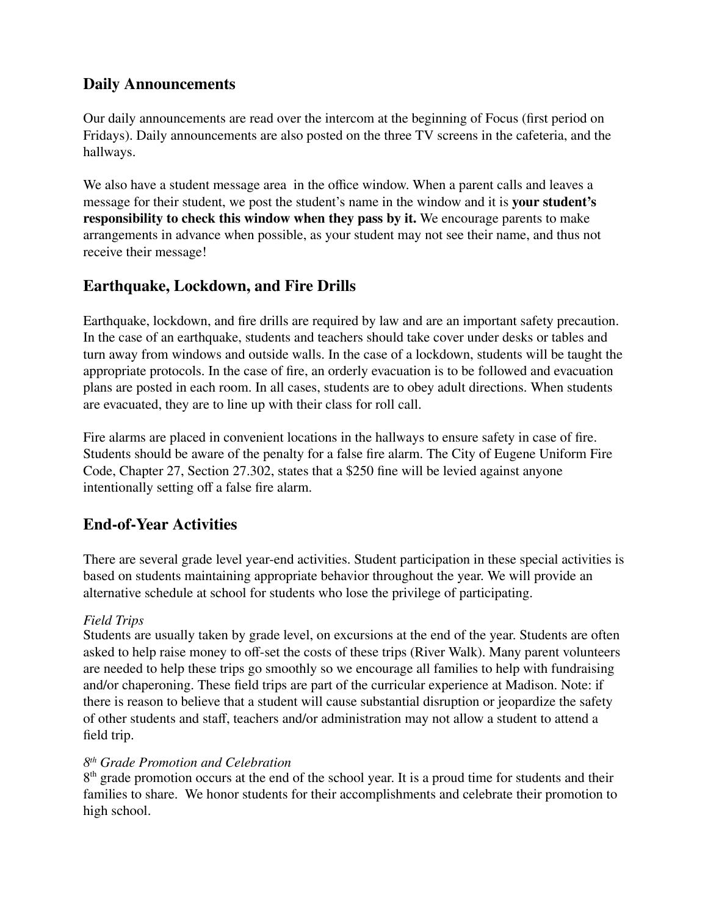## Daily Announcements

Our daily announcements are read over the intercom at the beginning of Focus (first period on Fridays). Daily announcements are also posted on the three TV screens in the cafeteria, and the hallways.

We also have a student message area in the office window. When a parent calls and leaves a message for their student, we post the student's name in the window and it is **your student's responsibility to check this window when they pass by it.** We encourage parents to make arrangements in advance when possible, as your student may not see their name, and thus not receive their message!

## Earthquake, Lockdown, and Fire Drills

Earthquake, lockdown, and fire drills are required by law and are an important safety precaution. In the case of an earthquake, students and teachers should take cover under desks or tables and turn away from windows and outside walls. In the case of a lockdown, students will be taught the appropriate protocols. In the case of fire, an orderly evacuation is to be followed and evacuation plans are posted in each room. In all cases, students are to obey adult directions. When students are evacuated, they are to line up with their class for roll call.

Fire alarms are placed in convenient locations in the hallways to ensure safety in case of fire. Students should be aware of the penalty for a false fire alarm. The City of Eugene Uniform Fire Code, Chapter 27, Section 27.302, states that a $250 fine will be levied against anyone intentionally setting off a false fire alarm.

## End-of-Year Activities

There are several grade level year-end activities. Student participation in these special activities is based on students maintaining appropriate behavior throughout the year. We will provide an alternative schedule at school for students who lose the privilege of participating.

*Field Trips*

Students are usually taken by grade level, on excursions at the end of the year. Students are often asked to help raise money to off-set the costs of these trips (River Walk). Many parent volunteers are needed to help these trips go smoothly so we encourage all families to help with fundraising and/or chaperoning. These field trips are part of the curricular experience at Madison. Note: if there is reason to believe that a student will cause substantial disruption or jeopardize the safety of other students and staff, teachers and/or administration may not allow a student to attend a field trip.

*8th Grade Promotion and Celebration*

8th grade promotion occurs at the end of the school year. It is a proud time for students and their families to share. We honor students for their accomplishments and celebrate their promotion to high school.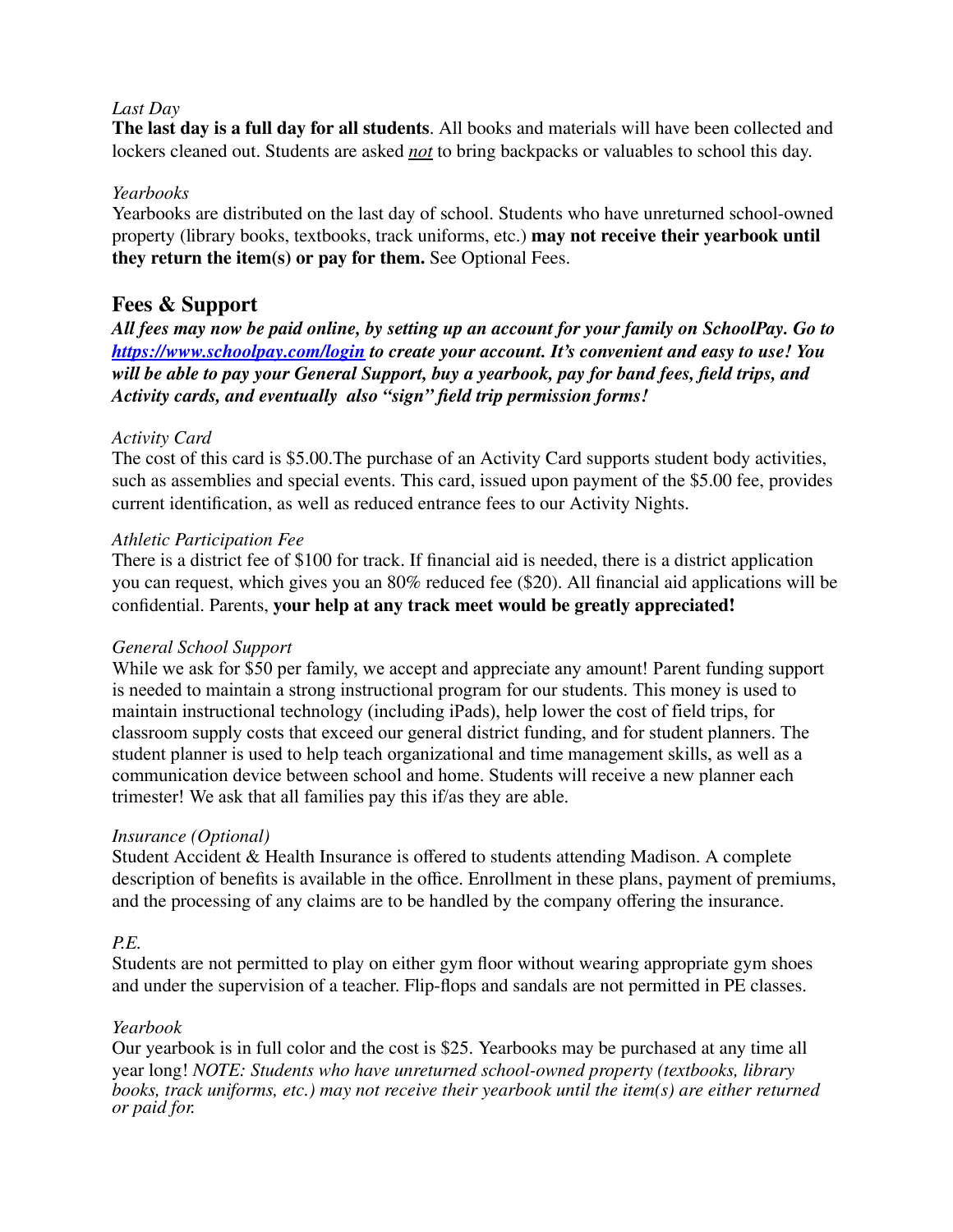*Last Day*

**The last day is a full day for all students**. All books and materials will have been collected and lockers cleaned out. Students are asked ***not*** to bring backpacks or valuables to school this day.

*Yearbooks*

Yearbooks are distributed on the last day of school. Students who have unreturned school-owned property (library books, textbooks, track uniforms, etc.) **may not receive their yearbook until they return the item(s) or pay for them.** See Optional Fees.

## Fees & Support

***All fees may now be paid online, by setting up an account for your family on SchoolPay. Go to [https://www.schoolpay.com/login](https://www.schoolpay.com/login) to create your account. It's convenient and easy to use! You will be able to pay your General Support, buy a yearbook, pay for band fees, field trips, and Activity cards, and eventually also "sign" field trip permission forms!***

*Activity Card*

The cost of this card is $5.00.The purchase of an Activity Card supports student body activities, such as assemblies and special events. This card, issued upon payment of the $5.00 fee, provides current identification, as well as reduced entrance fees to our Activity Nights.

*Athletic Participation Fee*

There is a district fee of $100 for track. If financial aid is needed, there is a district application you can request, which gives you an 80% reduced fee ($20). All financial aid applications will be confidential. Parents, **your help at any track meet would be greatly appreciated!**

*General School Support*

While we ask for $50 per family, we accept and appreciate any amount! Parent funding support is needed to maintain a strong instructional program for our students. This money is used to maintain instructional technology (including iPads), help lower the cost of field trips, for classroom supply costs that exceed our general district funding, and for student planners. The student planner is used to help teach organizational and time management skills, as well as a communication device between school and home. Students will receive a new planner each trimester! We ask that all families pay this if/as they are able.

*Insurance (Optional)*

Student Accident & Health Insurance is offered to students attending Madison. A complete description of benefits is available in the office. Enrollment in these plans, payment of premiums, and the processing of any claims are to be handled by the company offering the insurance.

*P.E.*

Students are not permitted to play on either gym floor without wearing appropriate gym shoes and under the supervision of a teacher. Flip-flops and sandals are not permitted in PE classes.

*Yearbook*

Our yearbook is in full color and the cost is $25. Yearbooks may be purchased at any time all year long! *NOTE: Students who have unreturned school-owned property (textbooks, library books, track uniforms, etc.) may not receive their yearbook until the item(s) are either returned or paid for.*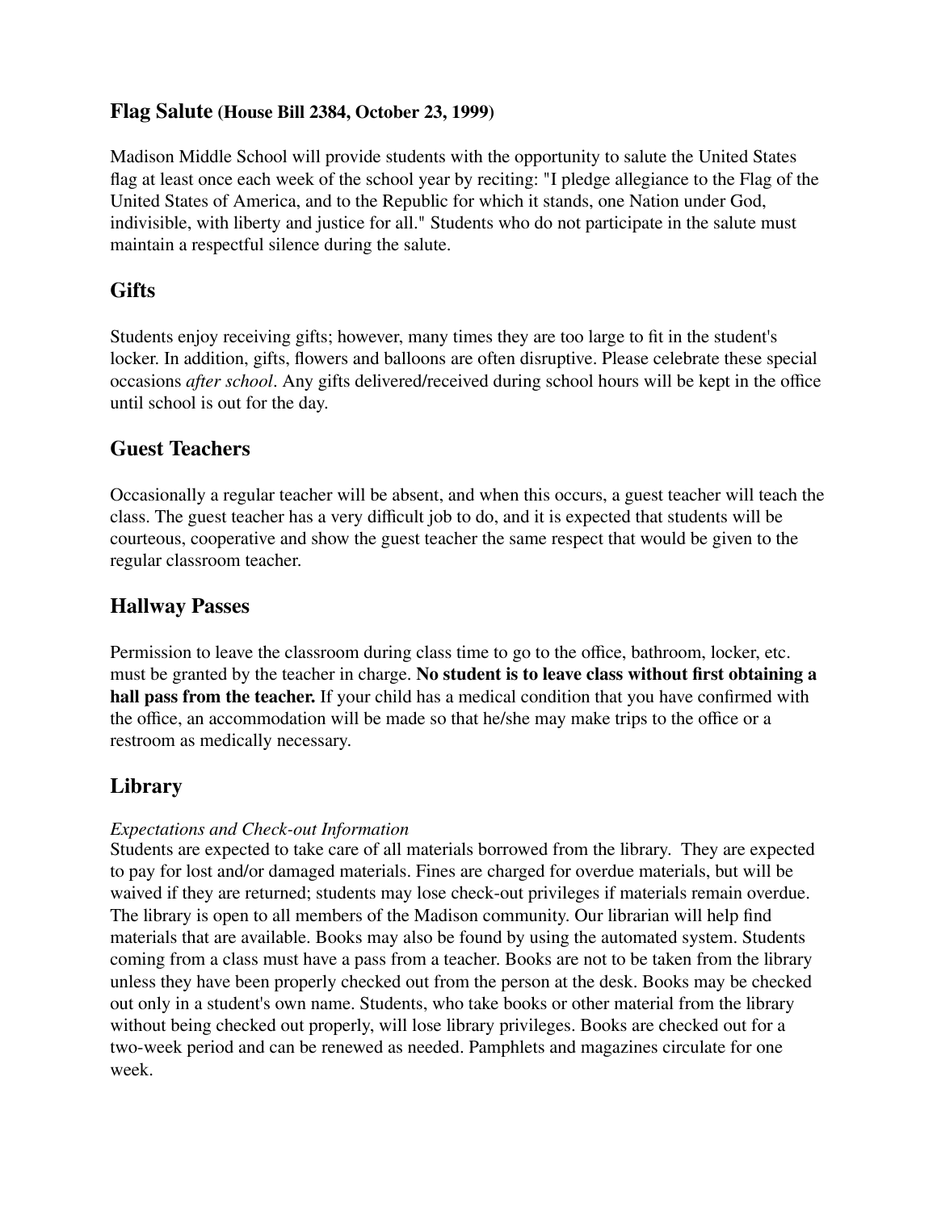## Flag Salute (House Bill 2384, October 23, 1999)

Madison Middle School will provide students with the opportunity to salute the United States flag at least once each week of the school year by reciting: "I pledge allegiance to the Flag of the United States of America, and to the Republic for which it stands, one Nation under God, indivisible, with liberty and justice for all." Students who do not participate in the salute must maintain a respectful silence during the salute.

## Gifts

Students enjoy receiving gifts; however, many times they are too large to fit in the student's locker. In addition, gifts, flowers and balloons are often disruptive. Please celebrate these special occasions *after school*. Any gifts delivered/received during school hours will be kept in the office until school is out for the day.

## Guest Teachers

Occasionally a regular teacher will be absent, and when this occurs, a guest teacher will teach the class. The guest teacher has a very difficult job to do, and it is expected that students will be courteous, cooperative and show the guest teacher the same respect that would be given to the regular classroom teacher.

## Hallway Passes

Permission to leave the classroom during class time to go to the office, bathroom, locker, etc. must be granted by the teacher in charge. **No student is to leave class without first obtaining a hall pass from the teacher.** If your child has a medical condition that you have confirmed with the office, an accommodation will be made so that he/she may make trips to the office or a restroom as medically necessary.

## Library

*Expectations and Check-out Information*
Students are expected to take care of all materials borrowed from the library. They are expected to pay for lost and/or damaged materials. Fines are charged for overdue materials, but will be waived if they are returned; students may lose check-out privileges if materials remain overdue. The library is open to all members of the Madison community. Our librarian will help find materials that are available. Books may also be found by using the automated system. Students coming from a class must have a pass from a teacher. Books are not to be taken from the library unless they have been properly checked out from the person at the desk. Books may be checked out only in a student's own name. Students, who take books or other material from the library without being checked out properly, will lose library privileges. Books are checked out for a two-week period and can be renewed as needed. Pamphlets and magazines circulate for one week.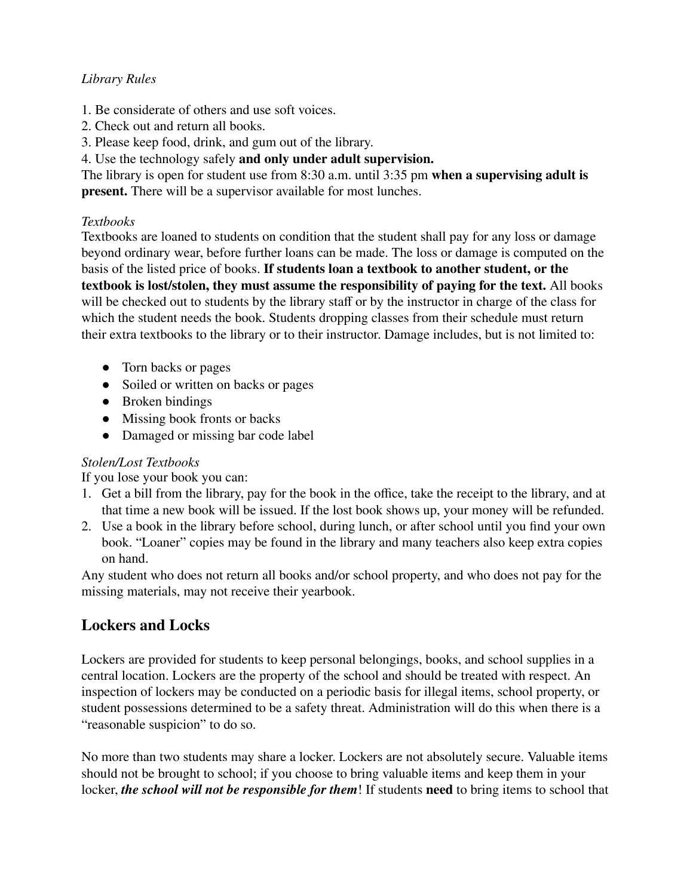*Library Rules*

1. Be considerate of others and use soft voices.
2. Check out and return all books.
3. Please keep food, drink, and gum out of the library.
4. Use the technology safely **and only under adult supervision.**

The library is open for student use from 8:30 a.m. until 3:35 pm **when a supervising adult is present.** There will be a supervisor available for most lunches.

*Textbooks*

Textbooks are loaned to students on condition that the student shall pay for any loss or damage beyond ordinary wear, before further loans can be made. The loss or damage is computed on the basis of the listed price of books. **If students loan a textbook to another student, or the textbook is lost/stolen, they must assume the responsibility of paying for the text.** All books will be checked out to students by the library staff or by the instructor in charge of the class for which the student needs the book. Students dropping classes from their schedule must return their extra textbooks to the library or to their instructor. Damage includes, but is not limited to:

- Torn backs or pages
- Soiled or written on backs or pages
- Broken bindings
- Missing book fronts or backs
- Damaged or missing bar code label

*Stolen/Lost Textbooks*

If you lose your book you can:

1. Get a bill from the library, pay for the book in the office, take the receipt to the library, and at that time a new book will be issued. If the lost book shows up, your money will be refunded.
2. Use a book in the library before school, during lunch, or after school until you find your own book. "Loaner" copies may be found in the library and many teachers also keep extra copies on hand.

Any student who does not return all books and/or school property, and who does not pay for the missing materials, may not receive their yearbook.

## Lockers and Locks

Lockers are provided for students to keep personal belongings, books, and school supplies in a central location. Lockers are the property of the school and should be treated with respect. An inspection of lockers may be conducted on a periodic basis for illegal items, school property, or student possessions determined to be a safety threat. Administration will do this when there is a "reasonable suspicion" to do so.

No more than two students may share a locker. Lockers are not absolutely secure. Valuable items should not be brought to school; if you choose to bring valuable items and keep them in your locker, ***the school will not be responsible for them***! If students **need** to bring items to school that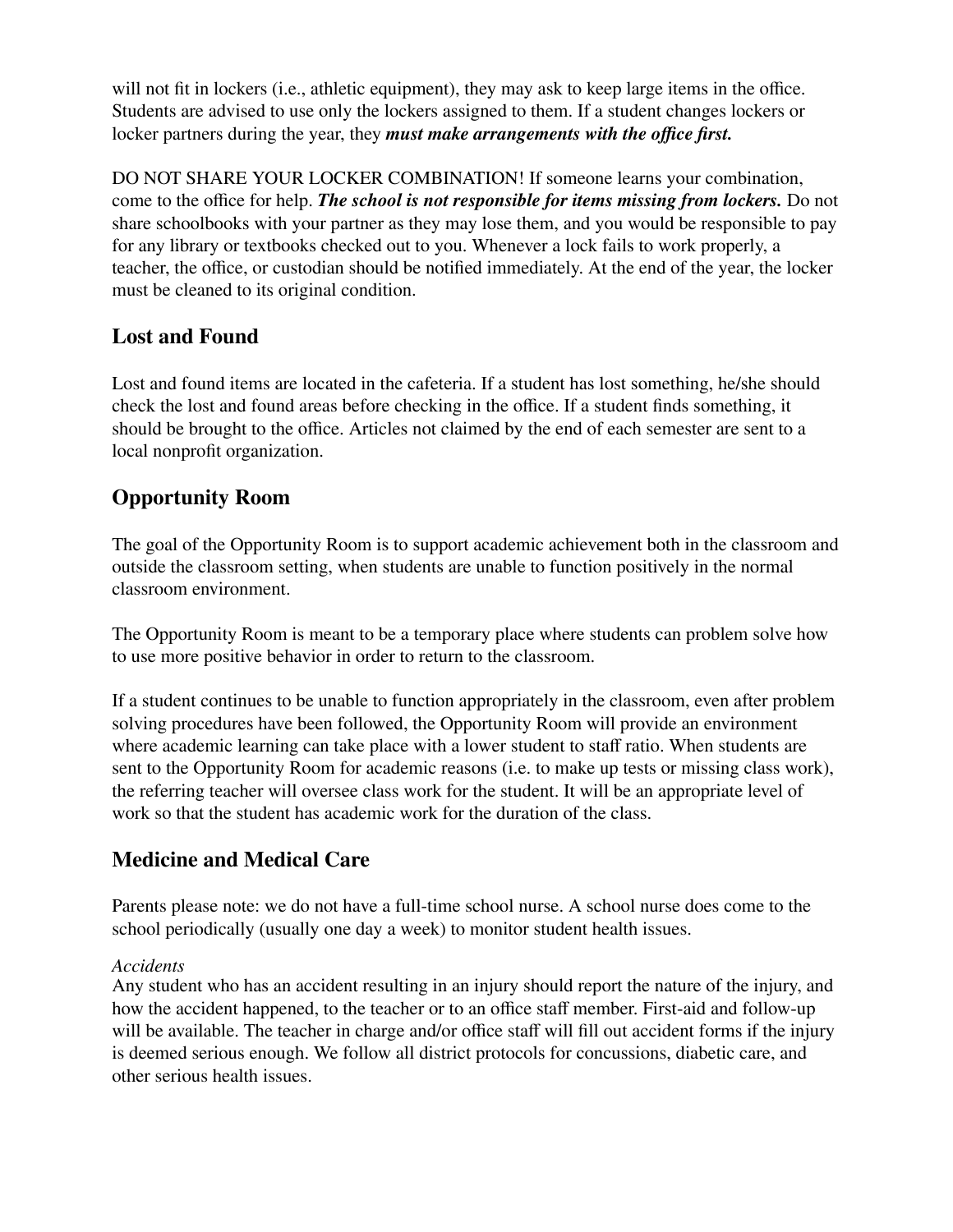will not fit in lockers (i.e., athletic equipment), they may ask to keep large items in the office. Students are advised to use only the lockers assigned to them. If a student changes lockers or locker partners during the year, they ***must make arrangements with the office first.***

DO NOT SHARE YOUR LOCKER COMBINATION! If someone learns your combination, come to the office for help. ***The school is not responsible for items missing from lockers.*** Do not share schoolbooks with your partner as they may lose them, and you would be responsible to pay for any library or textbooks checked out to you. Whenever a lock fails to work properly, a teacher, the office, or custodian should be notified immediately. At the end of the year, the locker must be cleaned to its original condition.

## Lost and Found

Lost and found items are located in the cafeteria. If a student has lost something, he/she should check the lost and found areas before checking in the office. If a student finds something, it should be brought to the office. Articles not claimed by the end of each semester are sent to a local nonprofit organization.

## Opportunity Room

The goal of the Opportunity Room is to support academic achievement both in the classroom and outside the classroom setting, when students are unable to function positively in the normal classroom environment.

The Opportunity Room is meant to be a temporary place where students can problem solve how to use more positive behavior in order to return to the classroom.

If a student continues to be unable to function appropriately in the classroom, even after problem solving procedures have been followed, the Opportunity Room will provide an environment where academic learning can take place with a lower student to staff ratio. When students are sent to the Opportunity Room for academic reasons (i.e. to make up tests or missing class work), the referring teacher will oversee class work for the student. It will be an appropriate level of work so that the student has academic work for the duration of the class.

## Medicine and Medical Care

Parents please note: we do not have a full-time school nurse. A school nurse does come to the school periodically (usually one day a week) to monitor student health issues.

*Accidents*
Any student who has an accident resulting in an injury should report the nature of the injury, and how the accident happened, to the teacher or to an office staff member. First-aid and follow-up will be available. The teacher in charge and/or office staff will fill out accident forms if the injury is deemed serious enough. We follow all district protocols for concussions, diabetic care, and other serious health issues.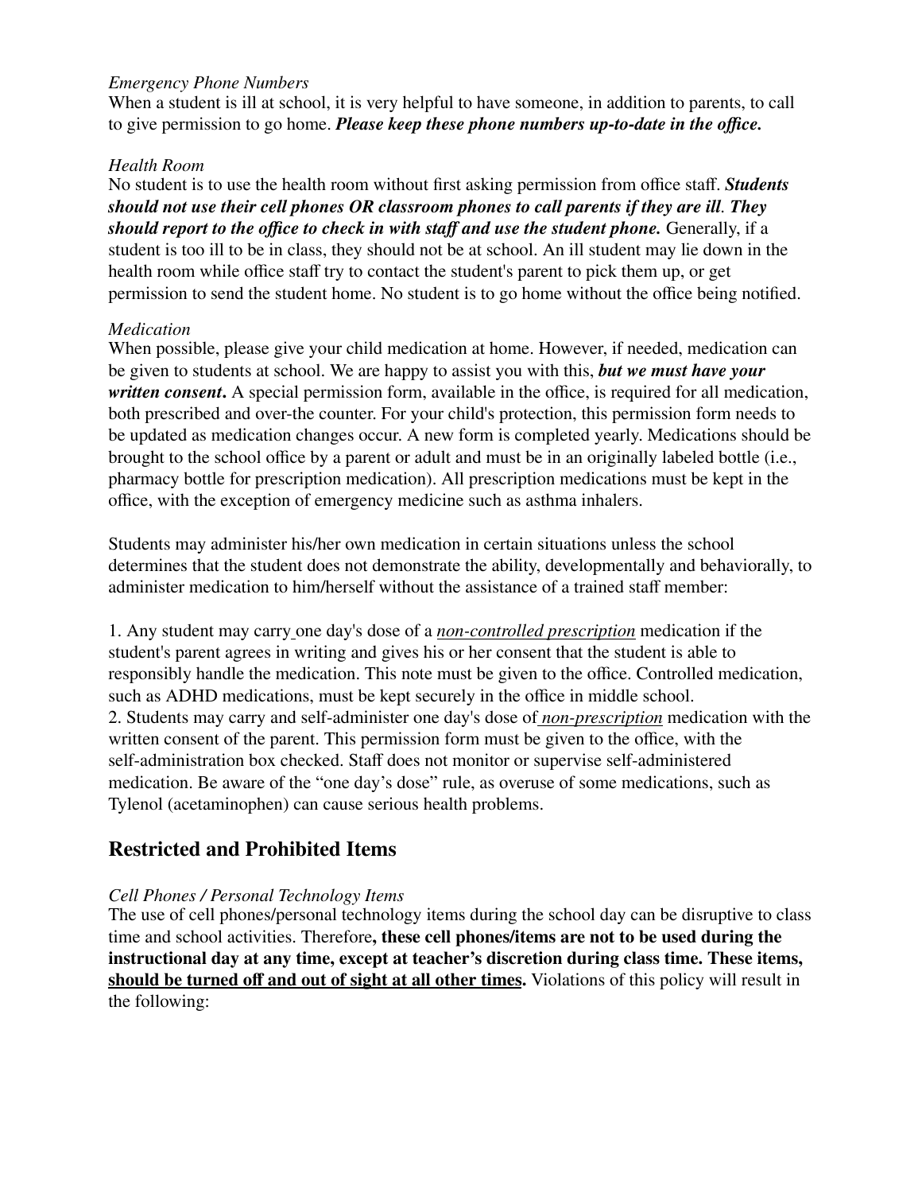*Emergency Phone Numbers*
When a student is ill at school, it is very helpful to have someone, in addition to parents, to call to give permission to go home. ***Please keep these phone numbers up-to-date in the office.***

*Health Room*
No student is to use the health room without first asking permission from office staff. ***Students should not use their cell phones OR classroom phones to call parents if they are ill. They should report to the office to check in with staff and use the student phone.*** Generally, if a student is too ill to be in class, they should not be at school. An ill student may lie down in the health room while office staff try to contact the student's parent to pick them up, or get permission to send the student home. No student is to go home without the office being notified.

*Medication*
When possible, please give your child medication at home. However, if needed, medication can be given to students at school. We are happy to assist you with this, ***but we must have your written consent***. A special permission form, available in the office, is required for all medication, both prescribed and over-the counter. For your child's protection, this permission form needs to be updated as medication changes occur. A new form is completed yearly. Medications should be brought to the school office by a parent or adult and must be in an originally labeled bottle (i.e., pharmacy bottle for prescription medication). All prescription medications must be kept in the office, with the exception of emergency medicine such as asthma inhalers.

Students may administer his/her own medication in certain situations unless the school determines that the student does not demonstrate the ability, developmentally and behaviorally, to administer medication to him/herself without the assistance of a trained staff member:

1. Any student may carry one day's dose of a <u>*non-controlled prescription*</u> medication if the student's parent agrees in writing and gives his or her consent that the student is able to responsibly handle the medication. This note must be given to the office. Controlled medication, such as ADHD medications, must be kept securely in the office in middle school.
2. Students may carry and self-administer one day's dose of <u>*non-prescription*</u> medication with the written consent of the parent. This permission form must be given to the office, with the self-administration box checked. Staff does not monitor or supervise self-administered medication. Be aware of the "one day's dose" rule, as overuse of some medications, such as Tylenol (acetaminophen) can cause serious health problems.

## Restricted and Prohibited Items

*Cell Phones / Personal Technology Items*
The use of cell phones/personal technology items during the school day can be disruptive to class time and school activities. Therefore**, these cell phones/items are not to be used during the instructional day at any time, except at teacher's discretion during class time. These items, <u>should be turned off and out of sight at all other times</u>.** Violations of this policy will result in the following: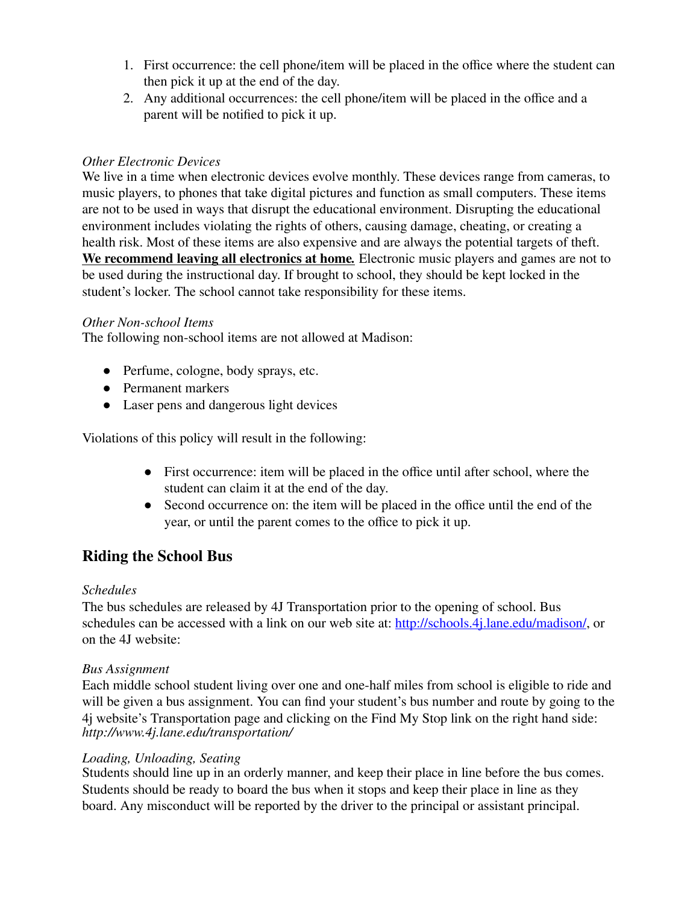1. First occurrence: the cell phone/item will be placed in the office where the student can then pick it up at the end of the day.
2. Any additional occurrences: the cell phone/item will be placed in the office and a parent will be notified to pick it up.

*Other Electronic Devices*
We live in a time when electronic devices evolve monthly. These devices range from cameras, to music players, to phones that take digital pictures and function as small computers. These items are not to be used in ways that disrupt the educational environment. Disrupting the educational environment includes violating the rights of others, causing damage, cheating, or creating a health risk. Most of these items are also expensive and are always the potential targets of theft. **We recommend leaving all electronics at home.** Electronic music players and games are not to be used during the instructional day. If brought to school, they should be kept locked in the student's locker. The school cannot take responsibility for these items.

*Other Non-school Items*
The following non-school items are not allowed at Madison:

- Perfume, cologne, body sprays, etc.
- Permanent markers
- Laser pens and dangerous light devices

Violations of this policy will result in the following:

- First occurrence: item will be placed in the office until after school, where the student can claim it at the end of the day.
- Second occurrence on: the item will be placed in the office until the end of the year, or until the parent comes to the office to pick it up.

## Riding the School Bus

*Schedules*
The bus schedules are released by 4J Transportation prior to the opening of school. Bus schedules can be accessed with a link on our web site at: http://schools.4j.lane.edu/madison/, or on the 4J website:

*Bus Assignment*
Each middle school student living over one and one-half miles from school is eligible to ride and will be given a bus assignment. You can find your student's bus number and route by going to the 4j website's Transportation page and clicking on the Find My Stop link on the right hand side: *http://www.4j.lane.edu/transportation/*

*Loading, Unloading, Seating*
Students should line up in an orderly manner, and keep their place in line before the bus comes. Students should be ready to board the bus when it stops and keep their place in line as they board. Any misconduct will be reported by the driver to the principal or assistant principal.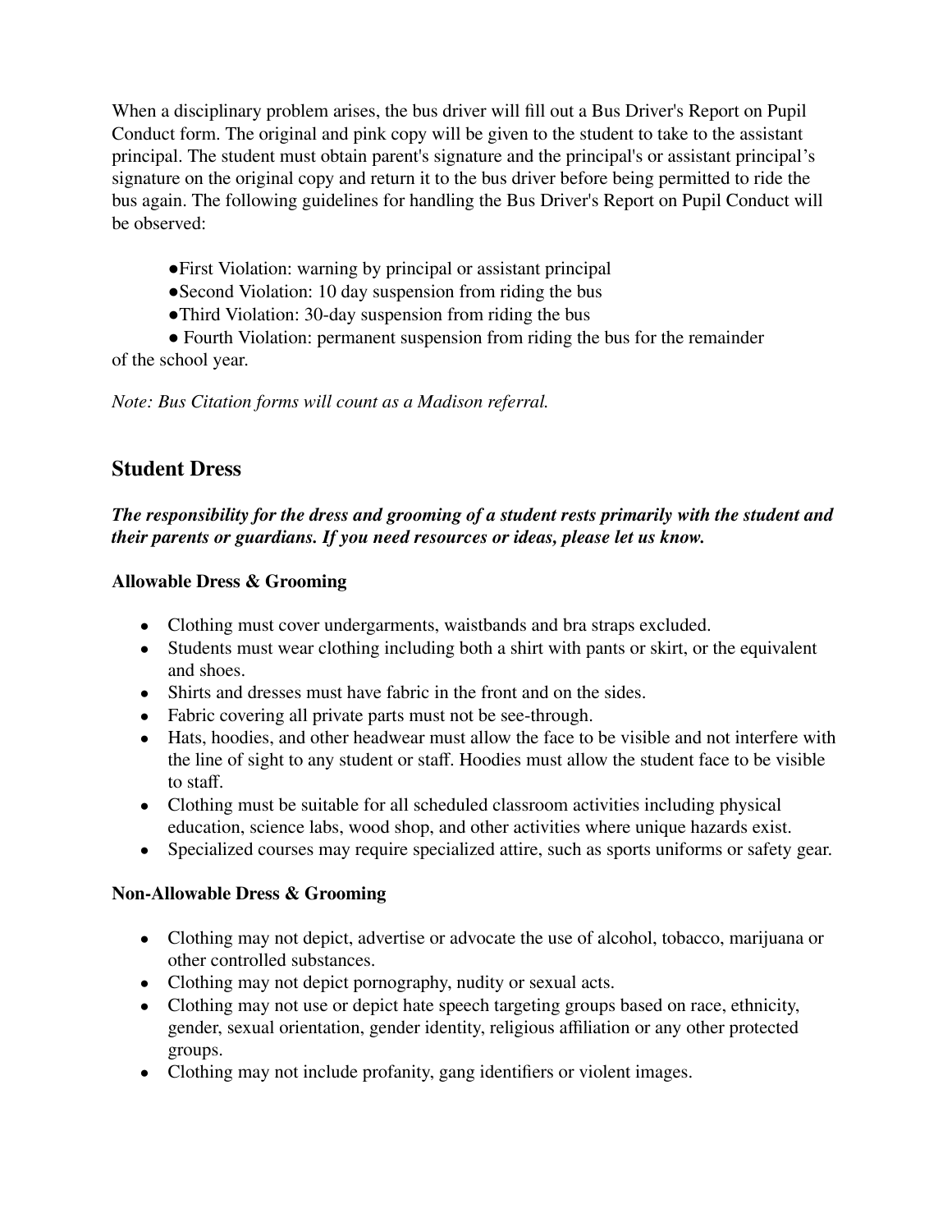When a disciplinary problem arises, the bus driver will fill out a Bus Driver's Report on Pupil Conduct form. The original and pink copy will be given to the student to take to the assistant principal. The student must obtain parent's signature and the principal's or assistant principal's signature on the original copy and return it to the bus driver before being permitted to ride the bus again. The following guidelines for handling the Bus Driver's Report on Pupil Conduct will be observed:

- First Violation: warning by principal or assistant principal
- Second Violation: 10 day suspension from riding the bus
- Third Violation: 30-day suspension from riding the bus
- Fourth Violation: permanent suspension from riding the bus for the remainder of the school year.

*Note: Bus Citation forms will count as a Madison referral.*

## Student Dress

***The responsibility for the dress and grooming of a student rests primarily with the student and their parents or guardians. If you need resources or ideas, please let us know.***

**Allowable Dress & Grooming**

- Clothing must cover undergarments, waistbands and bra straps excluded.
- Students must wear clothing including both a shirt with pants or skirt, or the equivalent and shoes.
- Shirts and dresses must have fabric in the front and on the sides.
- Fabric covering all private parts must not be see-through.
- Hats, hoodies, and other headwear must allow the face to be visible and not interfere with the line of sight to any student or staff. Hoodies must allow the student face to be visible to staff.
- Clothing must be suitable for all scheduled classroom activities including physical education, science labs, wood shop, and other activities where unique hazards exist.
- Specialized courses may require specialized attire, such as sports uniforms or safety gear.

**Non-Allowable Dress & Grooming**

- Clothing may not depict, advertise or advocate the use of alcohol, tobacco, marijuana or other controlled substances.
- Clothing may not depict pornography, nudity or sexual acts.
- Clothing may not use or depict hate speech targeting groups based on race, ethnicity, gender, sexual orientation, gender identity, religious affiliation or any other protected groups.
- Clothing may not include profanity, gang identifiers or violent images.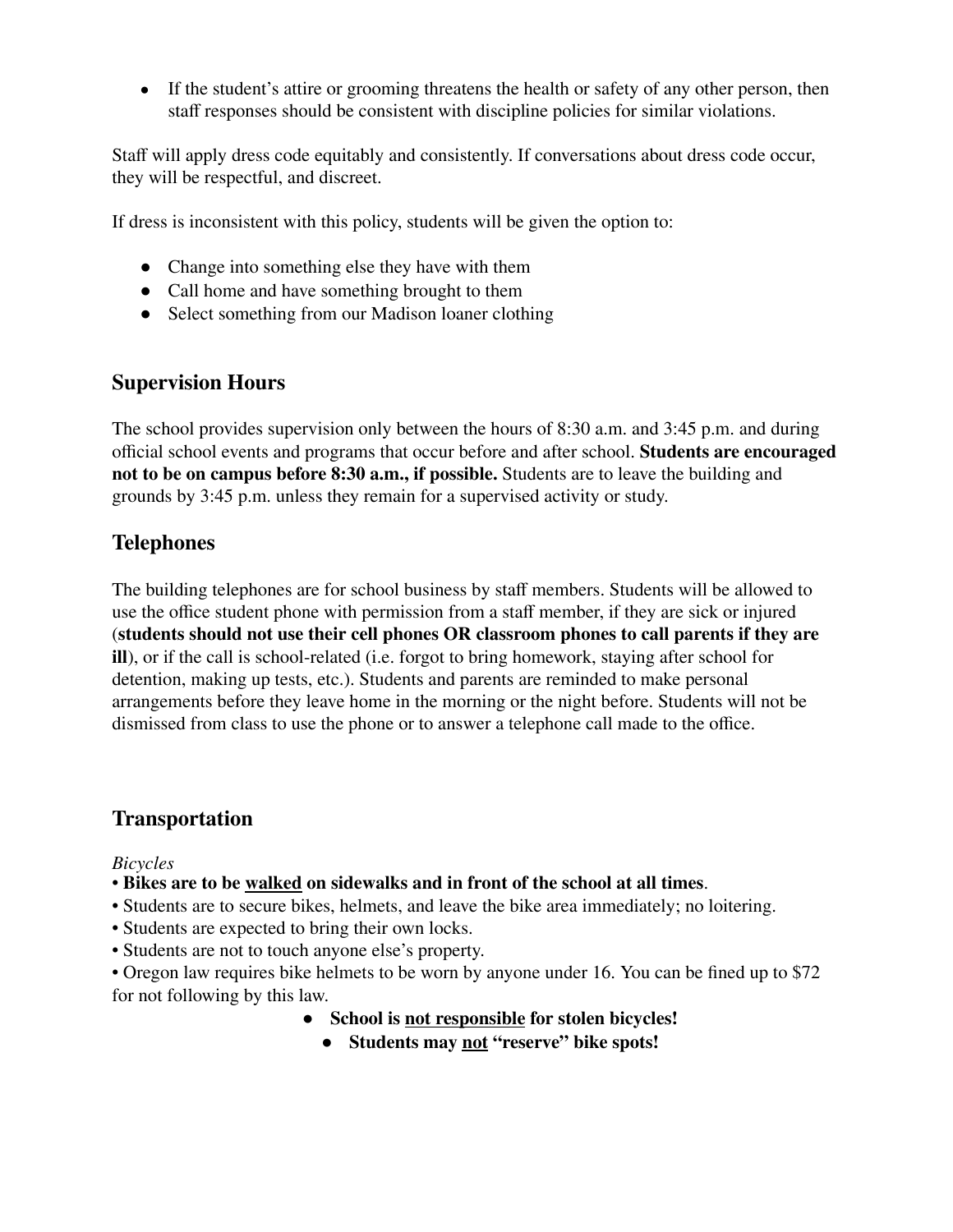- If the student's attire or grooming threatens the health or safety of any other person, then staff responses should be consistent with discipline policies for similar violations.

Staff will apply dress code equitably and consistently. If conversations about dress code occur, they will be respectful, and discreet.

If dress is inconsistent with this policy, students will be given the option to:

- Change into something else they have with them
- Call home and have something brought to them
- Select something from our Madison loaner clothing

## Supervision Hours

The school provides supervision only between the hours of 8:30 a.m. and 3:45 p.m. and during official school events and programs that occur before and after school. **Students are encouraged not to be on campus before 8:30 a.m., if possible.** Students are to leave the building and grounds by 3:45 p.m. unless they remain for a supervised activity or study.

## Telephones

The building telephones are for school business by staff members. Students will be allowed to use the office student phone with permission from a staff member, if they are sick or injured (**students should not use their cell phones OR classroom phones to call parents if they are ill**), or if the call is school-related (i.e. forgot to bring homework, staying after school for detention, making up tests, etc.). Students and parents are reminded to make personal arrangements before they leave home in the morning or the night before. Students will not be dismissed from class to use the phone or to answer a telephone call made to the office.

## Transportation

*Bicycles*

- **Bikes are to be <u>walked</u> on sidewalks and in front of the school at all times**.
- Students are to secure bikes, helmets, and leave the bike area immediately; no loitering.
- Students are expected to bring their own locks.
- Students are not to touch anyone else's property.
- Oregon law requires bike helmets to be worn by anyone under 16. You can be fined up to $72 for not following by this law.
- **School is <u>not responsible</u> for stolen bicycles!**
- **Students may <u>not</u> "reserve" bike spots!**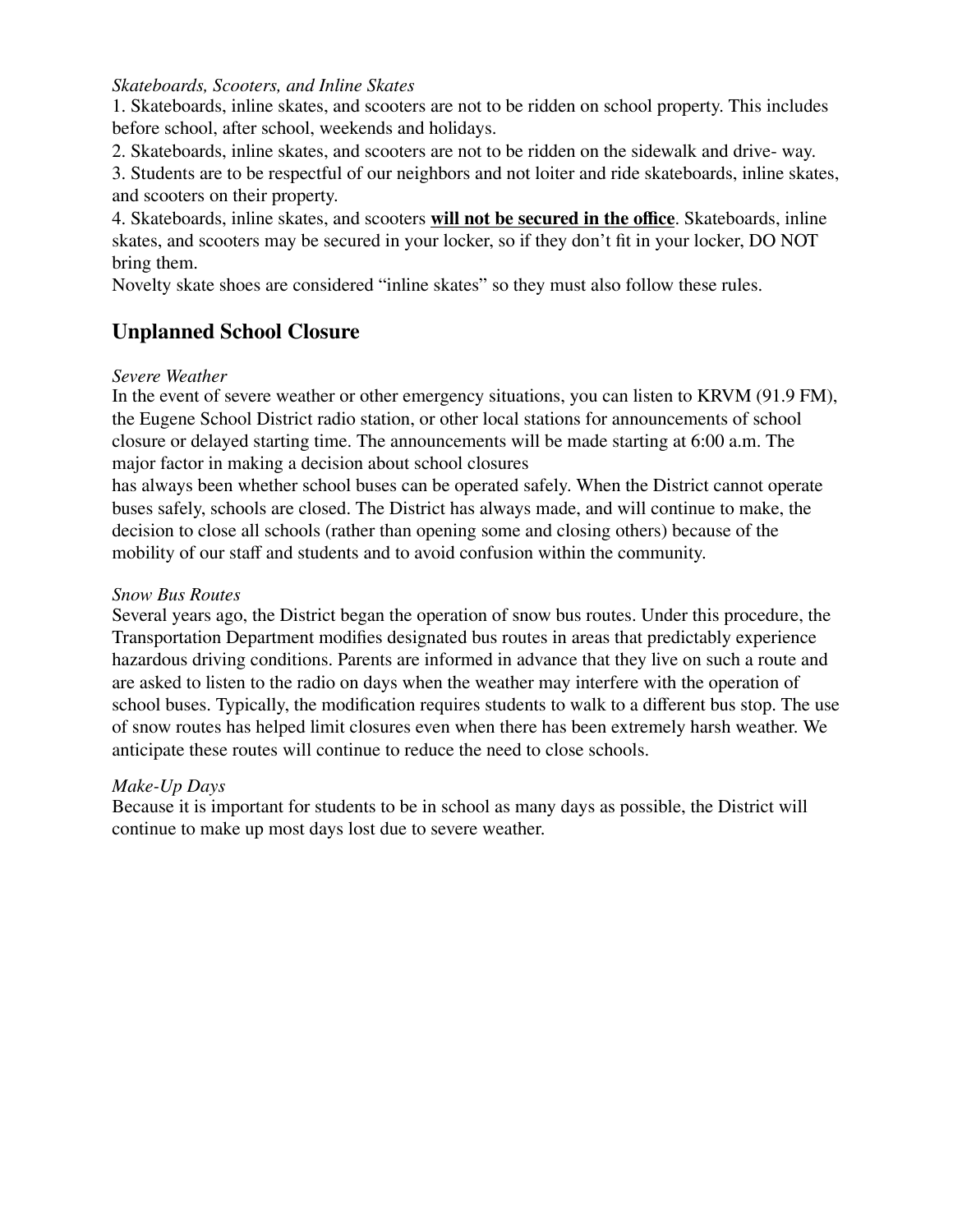*Skateboards, Scooters, and Inline Skates*

1. Skateboards, inline skates, and scooters are not to be ridden on school property. This includes before school, after school, weekends and holidays.
2. Skateboards, inline skates, and scooters are not to be ridden on the sidewalk and drive- way.
3. Students are to be respectful of our neighbors and not loiter and ride skateboards, inline skates, and scooters on their property.
4. Skateboards, inline skates, and scooters **will not be secured in the office**. Skateboards, inline skates, and scooters may be secured in your locker, so if they don't fit in your locker, DO NOT bring them.

Novelty skate shoes are considered "inline skates" so they must also follow these rules.

## Unplanned School Closure

*Severe Weather*

In the event of severe weather or other emergency situations, you can listen to KRVM (91.9 FM), the Eugene School District radio station, or other local stations for announcements of school closure or delayed starting time. The announcements will be made starting at 6:00 a.m. The major factor in making a decision about school closures has always been whether school buses can be operated safely. When the District cannot operate buses safely, schools are closed. The District has always made, and will continue to make, the decision to close all schools (rather than opening some and closing others) because of the mobility of our staff and students and to avoid confusion within the community.

*Snow Bus Routes*

Several years ago, the District began the operation of snow bus routes. Under this procedure, the Transportation Department modifies designated bus routes in areas that predictably experience hazardous driving conditions. Parents are informed in advance that they live on such a route and are asked to listen to the radio on days when the weather may interfere with the operation of school buses. Typically, the modification requires students to walk to a different bus stop. The use of snow routes has helped limit closures even when there has been extremely harsh weather. We anticipate these routes will continue to reduce the need to close schools.

*Make-Up Days*

Because it is important for students to be in school as many days as possible, the District will continue to make up most days lost due to severe weather.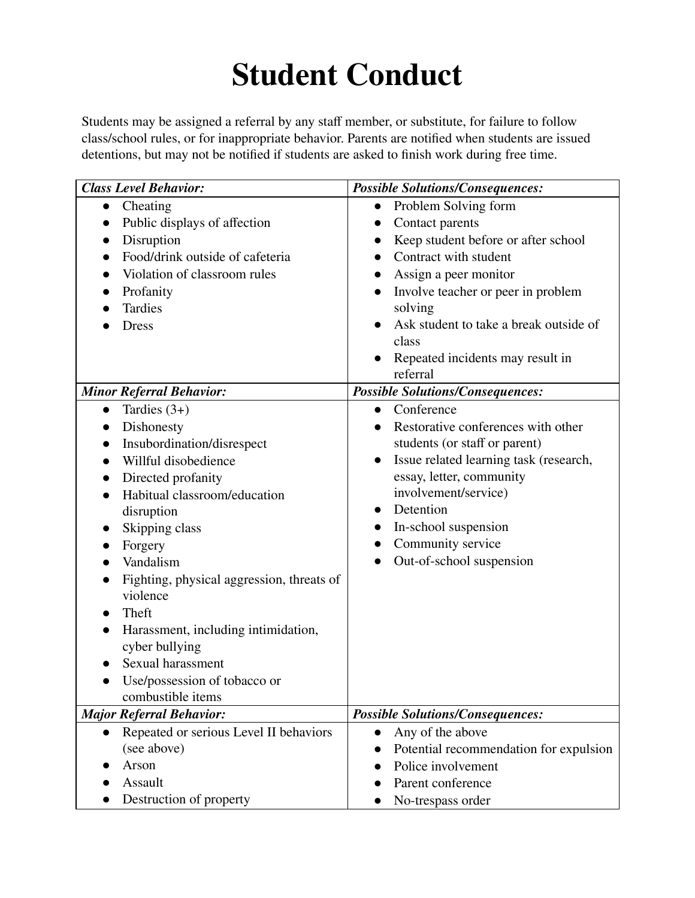# Student Conduct

Students may be assigned a referral by any staff member, or substitute, for failure to follow class/school rules, or for inappropriate behavior. Parents are notified when students are issued detentions, but may not be notified if students are asked to finish work during free time.

| ***Class Level Behavior:*** | ***Possible Solutions/Consequences:*** |
|---|---|
| • Cheating<br>• Public displays of affection<br>• Disruption<br>• Food/drink outside of cafeteria<br>• Violation of classroom rules<br>• Profanity<br>• Tardies<br>• Dress | • Problem Solving form<br>• Contact parents<br>• Keep student before or after school<br>• Contract with student<br>• Assign a peer monitor<br>• Involve teacher or peer in problem solving<br>• Ask student to take a break outside of class<br>• Repeated incidents may result in referral |
| ***Minor Referral Behavior:*** | ***Possible Solutions/Consequences:*** |
| • Tardies (3+)<br>• Dishonesty<br>• Insubordination/disrespect<br>• Willful disobedience<br>• Directed profanity<br>• Habitual classroom/education disruption<br>• Skipping class<br>• Forgery<br>• Vandalism<br>• Fighting, physical aggression, threats of violence<br>• Theft<br>• Harassment, including intimidation, cyber bullying<br>• Sexual harassment<br>• Use/possession of tobacco or combustible items | • Conference<br>• Restorative conferences with other students (or staff or parent)<br>• Issue related learning task (research, essay, letter, community involvement/service)<br>• Detention<br>• In-school suspension<br>• Community service<br>• Out-of-school suspension |
| ***Major Referral Behavior:*** | ***Possible Solutions/Consequences:*** |
| • Repeated or serious Level II behaviors (see above)<br>• Arson<br>• Assault<br>• Destruction of property | • Any of the above<br>• Potential recommendation for expulsion<br>• Police involvement<br>• Parent conference<br>• No-trespass order |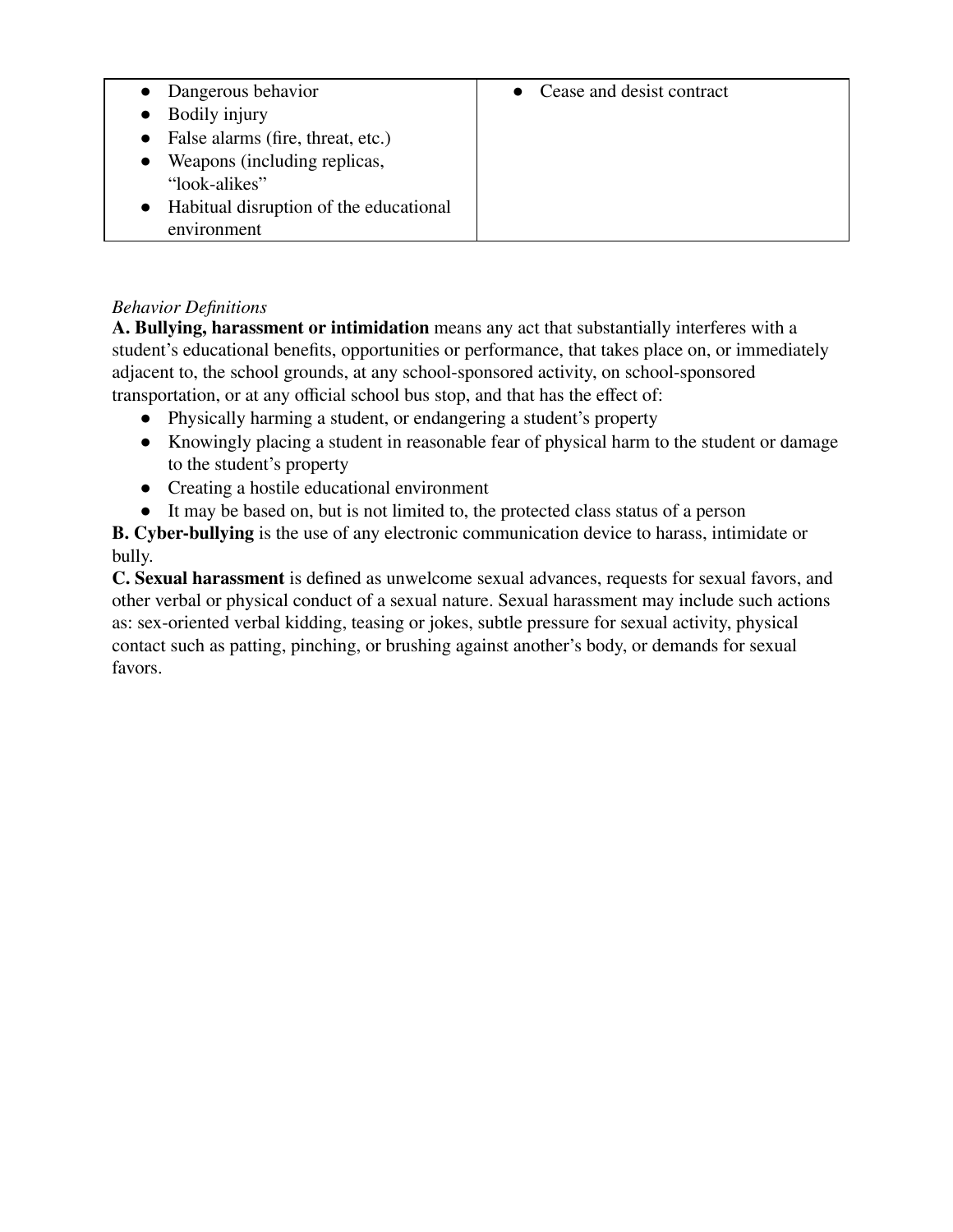| | |
|---|---|
| • Dangerous behavior<br>• Bodily injury<br>• False alarms (fire, threat, etc.)<br>• Weapons (including replicas, "look-alikes"<br>• Habitual disruption of the educational environment | • Cease and desist contract |

*Behavior Definitions*

**A. Bullying, harassment or intimidation** means any act that substantially interferes with a student's educational benefits, opportunities or performance, that takes place on, or immediately adjacent to, the school grounds, at any school-sponsored activity, on school-sponsored transportation, or at any official school bus stop, and that has the effect of:

- Physically harming a student, or endangering a student's property
- Knowingly placing a student in reasonable fear of physical harm to the student or damage to the student's property
- Creating a hostile educational environment
- It may be based on, but is not limited to, the protected class status of a person

**B. Cyber-bullying** is the use of any electronic communication device to harass, intimidate or bully.

**C. Sexual harassment** is defined as unwelcome sexual advances, requests for sexual favors, and other verbal or physical conduct of a sexual nature. Sexual harassment may include such actions as: sex-oriented verbal kidding, teasing or jokes, subtle pressure for sexual activity, physical contact such as patting, pinching, or brushing against another's body, or demands for sexual favors.